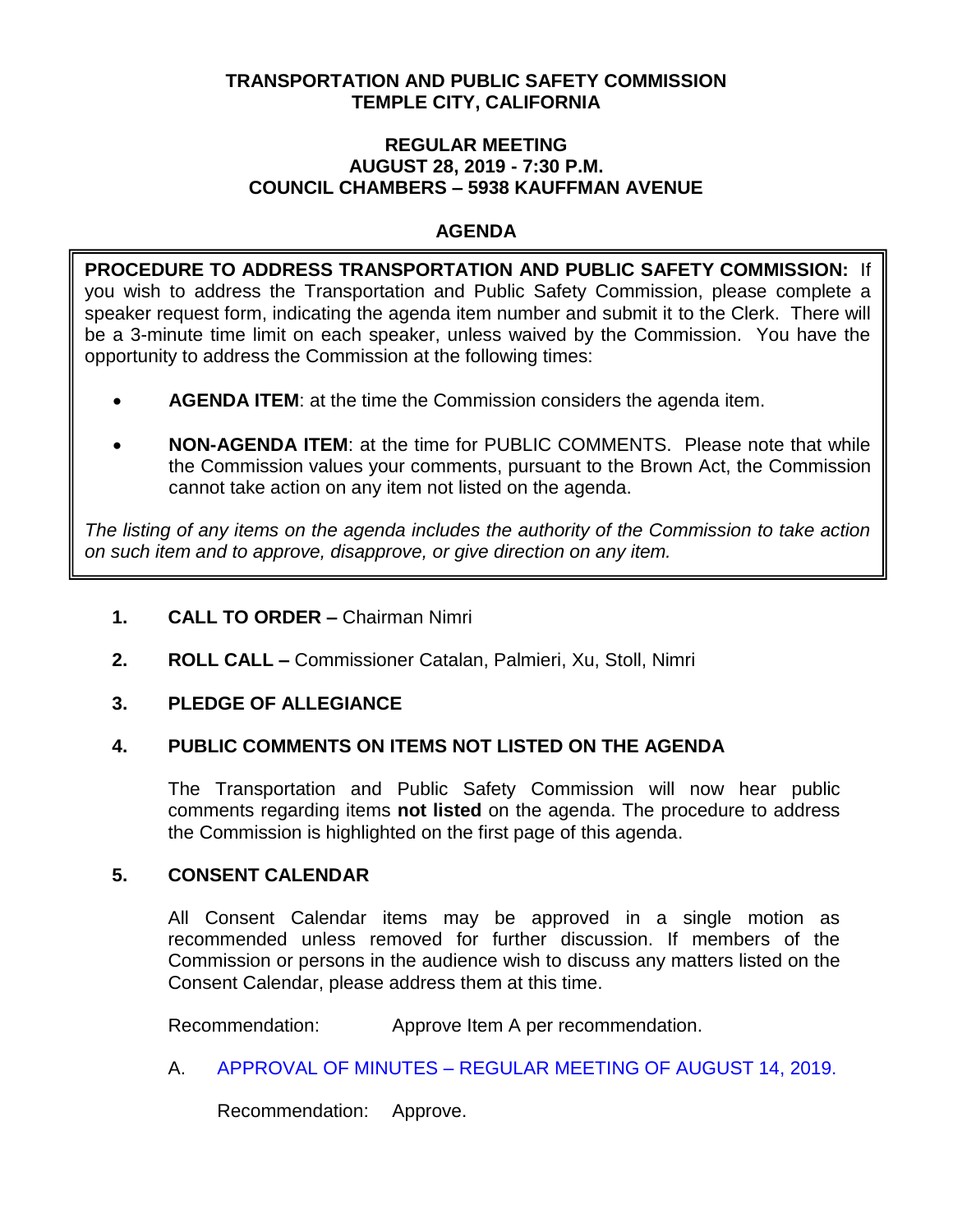# TRANSPORTATION AND PUBLIC SAFETY COMMISSION
# TEMPLE CITY, CALIFORNIA

## REGULAR MEETING
## AUGUST 28, 2019 - 7:30 P.M.
## COUNCIL CHAMBERS – 5938 KAUFFMAN AVENUE

## AGENDA

**PROCEDURE TO ADDRESS TRANSPORTATION AND PUBLIC SAFETY COMMISSION:** If you wish to address the Transportation and Public Safety Commission, please complete a speaker request form, indicating the agenda item number and submit it to the Clerk. There will be a 3-minute time limit on each speaker, unless waived by the Commission. You have the opportunity to address the Commission at the following times:

- **AGENDA ITEM**: at the time the Commission considers the agenda item.
- **NON-AGENDA ITEM**: at the time for PUBLIC COMMENTS. Please note that while the Commission values your comments, pursuant to the Brown Act, the Commission cannot take action on any item not listed on the agenda.

*The listing of any items on the agenda includes the authority of the Commission to take action on such item and to approve, disapprove, or give direction on any item.*

**1. CALL TO ORDER –** Chairman Nimri

**2. ROLL CALL –** Commissioner Catalan, Palmieri, Xu, Stoll, Nimri

**3. PLEDGE OF ALLEGIANCE**

**4. PUBLIC COMMENTS ON ITEMS NOT LISTED ON THE AGENDA**

The Transportation and Public Safety Commission will now hear public comments regarding items **not listed** on the agenda. The procedure to address the Commission is highlighted on the first page of this agenda.

**5. CONSENT CALENDAR**

All Consent Calendar items may be approved in a single motion as recommended unless removed for further discussion. If members of the Commission or persons in the audience wish to discuss any matters listed on the Consent Calendar, please address them at this time.

Recommendation: Approve Item A per recommendation.

A. APPROVAL OF MINUTES – REGULAR MEETING OF AUGUST 14, 2019.

Recommendation: Approve.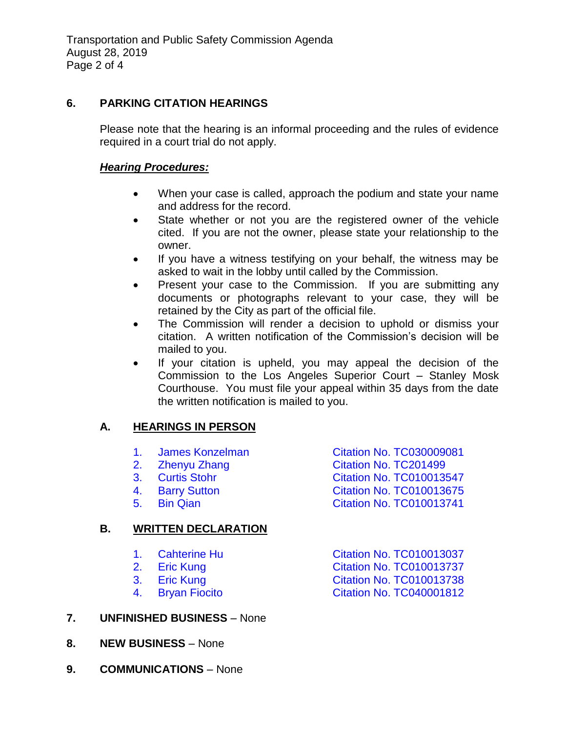## 6. PARKING CITATION HEARINGS

Please note that the hearing is an informal proceeding and the rules of evidence required in a court trial do not apply.

***Hearing Procedures:***

- When your case is called, approach the podium and state your name and address for the record.
- State whether or not you are the registered owner of the vehicle cited. If you are not the owner, please state your relationship to the owner.
- If you have a witness testifying on your behalf, the witness may be asked to wait in the lobby until called by the Commission.
- Present your case to the Commission. If you are submitting any documents or photographs relevant to your case, they will be retained by the City as part of the official file.
- The Commission will render a decision to uphold or dismiss your citation. A written notification of the Commission's decision will be mailed to you.
- If your citation is upheld, you may appeal the decision of the Commission to the Los Angeles Superior Court – Stanley Mosk Courthouse. You must file your appeal within 35 days from the date the written notification is mailed to you.

### A. HEARINGS IN PERSON

1. James Konzelman — Citation No. TC030009081
2. Zhenyu Zhang — Citation No. TC201499
3. Curtis Stohr — Citation No. TC010013547
4. Barry Sutton — Citation No. TC010013675
5. Bin Qian — Citation No. TC010013741

### B. WRITTEN DECLARATION

1. Cahterine Hu — Citation No. TC010013037
2. Eric Kung — Citation No. TC010013737
3. Eric Kung — Citation No. TC010013738
4. Bryan Fiocito — Citation No. TC040001812

## 7. UNFINISHED BUSINESS – None

## 8. NEW BUSINESS – None

## 9. COMMUNICATIONS – None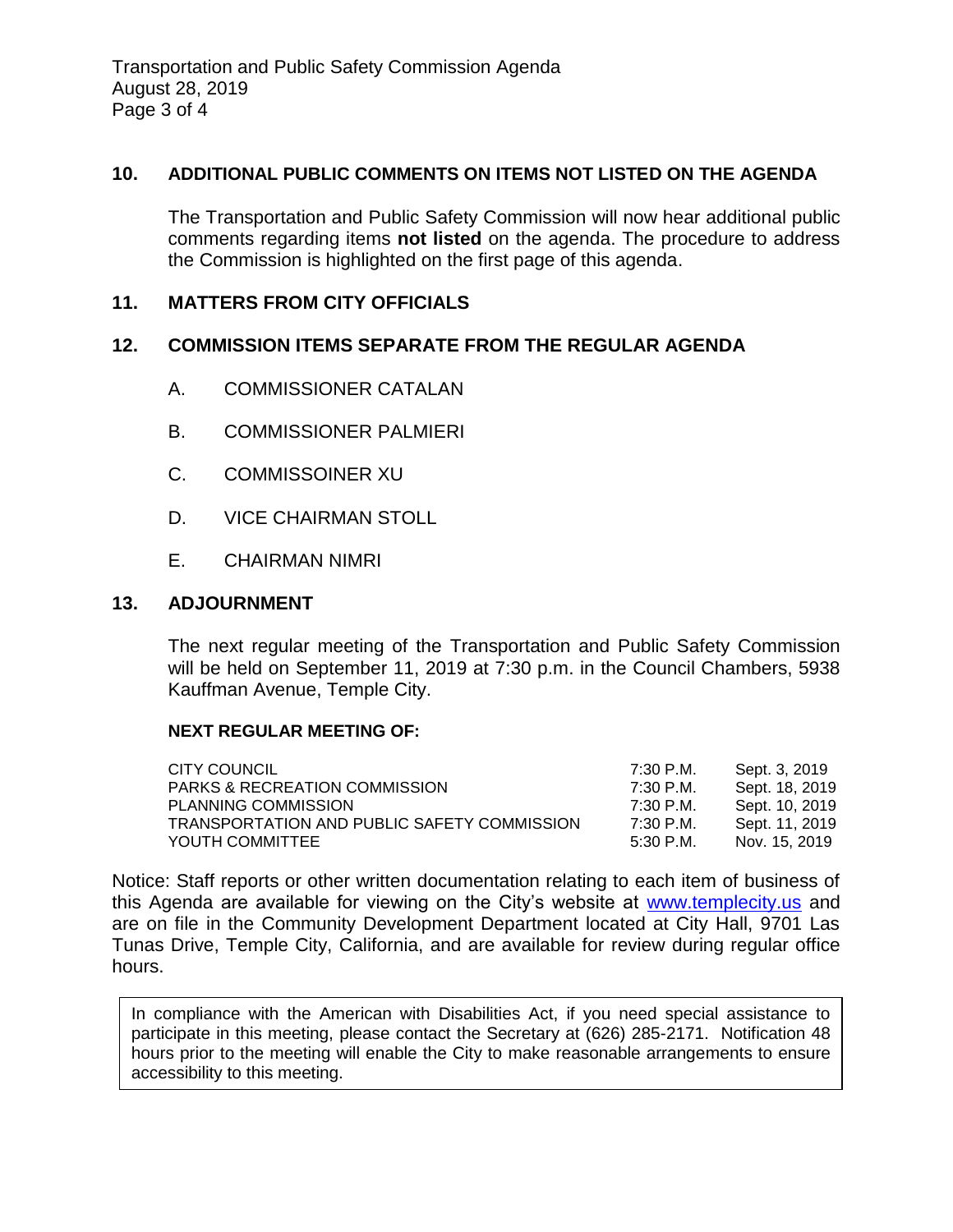## 10. ADDITIONAL PUBLIC COMMENTS ON ITEMS NOT LISTED ON THE AGENDA

The Transportation and Public Safety Commission will now hear additional public comments regarding items **not listed** on the agenda. The procedure to address the Commission is highlighted on the first page of this agenda.

## 11. MATTERS FROM CITY OFFICIALS

## 12. COMMISSION ITEMS SEPARATE FROM THE REGULAR AGENDA

A. COMMISSIONER CATALAN

B. COMMISSIONER PALMIERI

C. COMMISSOINER XU

D. VICE CHAIRMAN STOLL

E. CHAIRMAN NIMRI

## 13. ADJOURNMENT

The next regular meeting of the Transportation and Public Safety Commission will be held on September 11, 2019 at 7:30 p.m. in the Council Chambers, 5938 Kauffman Avenue, Temple City.

**NEXT REGULAR MEETING OF:**

| | | |
|---|---|---|
| CITY COUNCIL | 7:30 P.M. | Sept. 3, 2019 |
| PARKS & RECREATION COMMISSION | 7:30 P.M. | Sept. 18, 2019 |
| PLANNING COMMISSION | 7:30 P.M. | Sept. 10, 2019 |
| TRANSPORTATION AND PUBLIC SAFETY COMMISSION | 7:30 P.M. | Sept. 11, 2019 |
| YOUTH COMMITTEE | 5:30 P.M. | Nov. 15, 2019 |

Notice: Staff reports or other written documentation relating to each item of business of this Agenda are available for viewing on the City's website at www.templecity.us and are on file in the Community Development Department located at City Hall, 9701 Las Tunas Drive, Temple City, California, and are available for review during regular office hours.

In compliance with the American with Disabilities Act, if you need special assistance to participate in this meeting, please contact the Secretary at (626) 285-2171. Notification 48 hours prior to the meeting will enable the City to make reasonable arrangements to ensure accessibility to this meeting.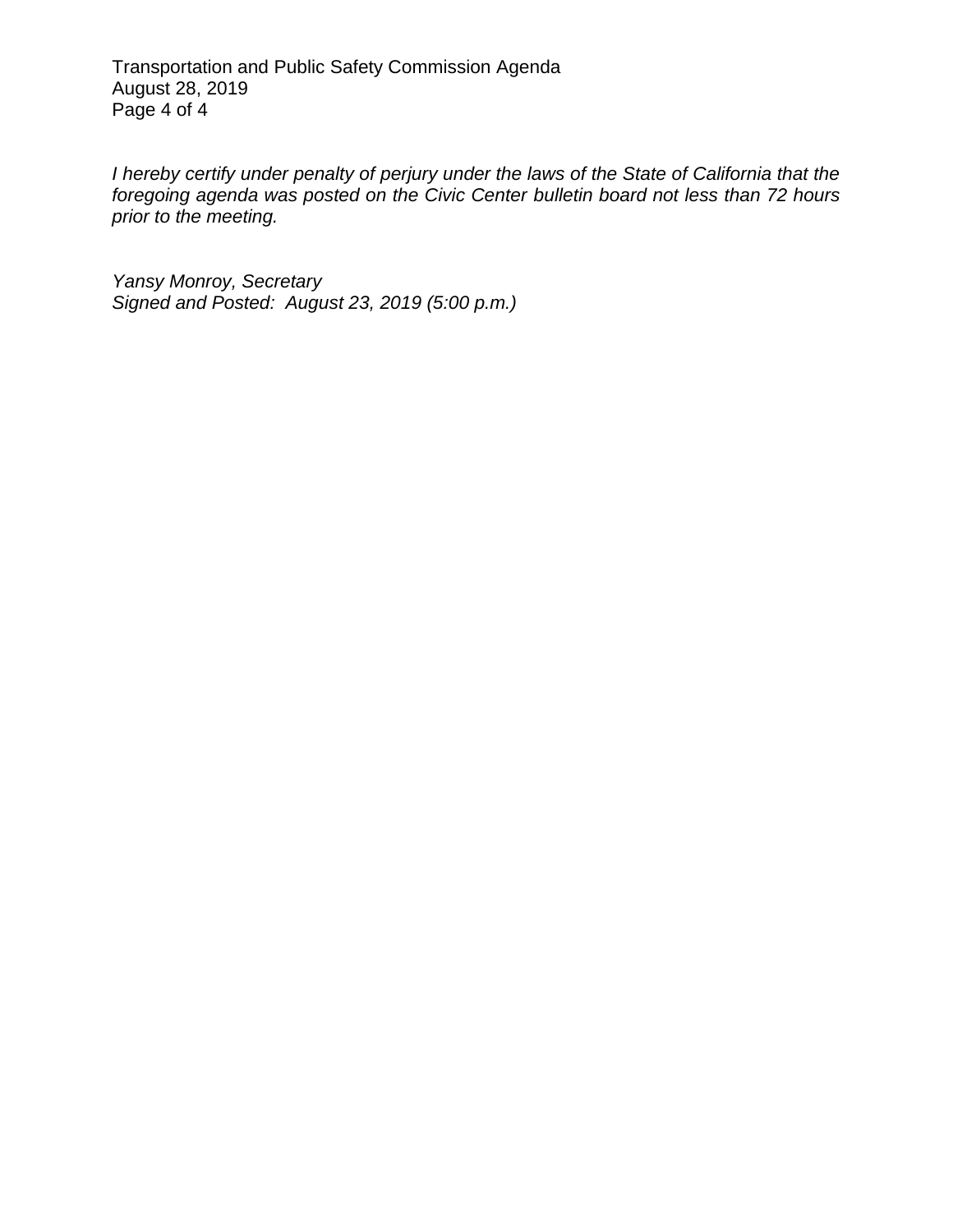*I hereby certify under penalty of perjury under the laws of the State of California that the foregoing agenda was posted on the Civic Center bulletin board not less than 72 hours prior to the meeting.*

*Yansy Monroy, Secretary*
*Signed and Posted: August 23, 2019 (5:00 p.m.)*